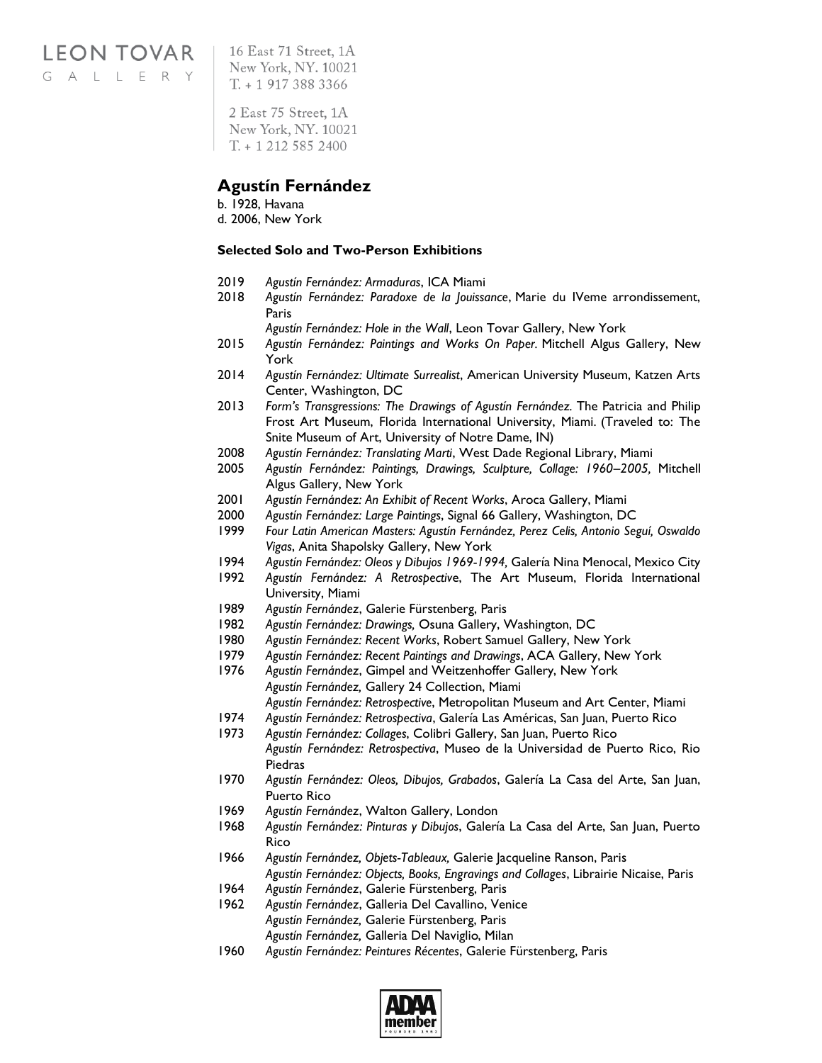LEON TOVAR
GALLERY

16 East 71 Street, 1A
New York, NY. 10021
T. + 1 917 388 3366

2 East 75 Street, 1A
New York, NY. 10021
T. + 1 212 585 2400

## Agustín Fernández

b. 1928, Havana
d. 2006, New York

### Selected Solo and Two-Person Exhibitions

2019 *Agustín Fernández: Armaduras*, ICA Miami

2018 *Agustín Fernández: Paradoxe de la Jouissance*, Marie du IVeme arrondissement, Paris
*Agustín Fernández: Hole in the Wall*, Leon Tovar Gallery, New York

2015 *Agustín Fernández: Paintings and Works On Paper.* Mitchell Algus Gallery, New York

2014 *Agustín Fernández: Ultimate Surrealist*, American University Museum, Katzen Arts Center, Washington, DC

2013 *Form's Transgressions: The Drawings of Agustín Fernández*. The Patricia and Philip Frost Art Museum, Florida International University, Miami. (Traveled to: The Snite Museum of Art, University of Notre Dame, IN)

2008 *Agustín Fernández: Translating Marti*, West Dade Regional Library, Miami

2005 *Agustín Fernández: Paintings, Drawings, Sculpture, Collage: 1960–2005,* Mitchell Algus Gallery, New York

2001 *Agustín Fernández: An Exhibit of Recent Works*, Aroca Gallery, Miami

2000 *Agustín Fernández: Large Paintings*, Signal 66 Gallery, Washington, DC

1999 *Four Latin American Masters: Agustín Fernández, Perez Celis, Antonio Seguí, Oswaldo Vigas*, Anita Shapolsky Gallery, New York

1994 *Agustín Fernández: Oleos y Dibujos 1969-1994,* Galería Nina Menocal, Mexico City

1992 *Agustín Fernández: A Retrospective*, The Art Museum, Florida International University, Miami

1989 *Agustín Fernández*, Galerie Fürstenberg, Paris

1982 *Agustín Fernández: Drawings,* Osuna Gallery, Washington, DC

1980 *Agustín Fernández: Recent Works*, Robert Samuel Gallery, New York

1979 *Agustín Fernández: Recent Paintings and Drawings*, ACA Gallery, New York

1976 *Agustín Fernández*, Gimpel and Weitzenhoffer Gallery, New York
*Agustín Fernández,* Gallery 24 Collection, Miami
*Agustín Fernández: Retrospective*, Metropolitan Museum and Art Center, Miami

1974 *Agustín Fernández: Retrospectiva*, Galería Las Américas, San Juan, Puerto Rico

1973 *Agustín Fernández: Collages*, Colibri Gallery, San Juan, Puerto Rico
*Agustín Fernández: Retrospectiva*, Museo de la Universidad de Puerto Rico, Rio Piedras

1970 *Agustín Fernández: Oleos, Dibujos, Grabados*, Galería La Casa del Arte, San Juan, Puerto Rico

1969 *Agustín Fernández*, Walton Gallery, London

1968 *Agustín Fernández: Pinturas y Dibujos*, Galería La Casa del Arte, San Juan, Puerto Rico

1966 *Agustín Fernández, Objets-Tableaux,* Galerie Jacqueline Ranson, Paris
*Agustín Fernández: Objects, Books, Engravings and Collages*, Librairie Nicaise, Paris

1964 *Agustín Fernández*, Galerie Fürstenberg, Paris

1962 *Agustín Fernández*, Galleria Del Cavallino, Venice
*Agustín Fernández,* Galerie Fürstenberg, Paris
*Agustín Fernández,* Galleria Del Naviglio, Milan

1960 *Agustín Fernández: Peintures Récentes*, Galerie Fürstenberg, Paris

ADAA member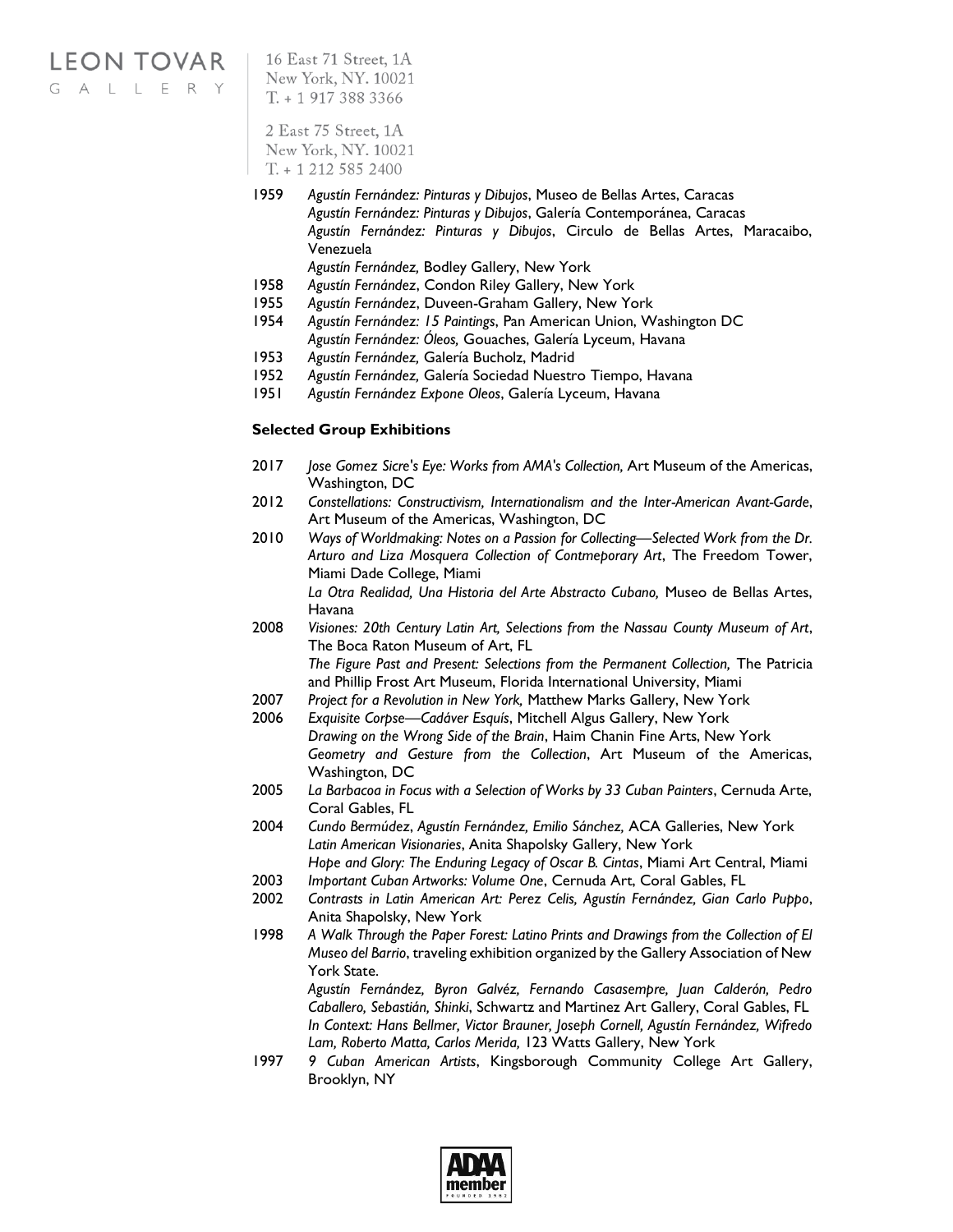1959 *Agustín Fernández: Pinturas y Dibujos*, Museo de Bellas Artes, Caracas
*Agustín Fernández: Pinturas y Dibujos*, Galería Contemporánea, Caracas
*Agustín Fernández: Pinturas y Dibujos*, Circulo de Bellas Artes, Maracaibo, Venezuela
*Agustín Fernández,* Bodley Gallery, New York

1958 *Agustín Fernández*, Condon Riley Gallery, New York

1955 *Agustín Fernández*, Duveen-Graham Gallery, New York

1954 *Agustín Fernández: 15 Paintings*, Pan American Union, Washington DC
*Agustín Fernández: Óleos,* Gouaches, Galería Lyceum, Havana

1953 *Agustín Fernández,* Galería Bucholz, Madrid

1952 *Agustín Fernández,* Galería Sociedad Nuestro Tiempo, Havana

1951 *Agustín Fernández Expone Oleos*, Galería Lyceum, Havana

**Selected Group Exhibitions**

2017 *Jose Gomez Sicre's Eye: Works from AMA's Collection,* Art Museum of the Americas, Washington, DC

2012 *Constellations: Constructivism, Internationalism and the Inter-American Avant-Garde*, Art Museum of the Americas, Washington, DC

2010 *Ways of Worldmaking: Notes on a Passion for Collecting—Selected Work from the Dr. Arturo and Liza Mosquera Collection of Contmeporary Art*, The Freedom Tower, Miami Dade College, Miami
*La Otra Realidad, Una Historia del Arte Abstracto Cubano,* Museo de Bellas Artes, Havana

2008 *Visiones: 20th Century Latin Art, Selections from the Nassau County Museum of Art*, The Boca Raton Museum of Art, FL
*The Figure Past and Present: Selections from the Permanent Collection,* The Patricia and Phillip Frost Art Museum, Florida International University, Miami

2007 *Project for a Revolution in New York,* Matthew Marks Gallery, New York

2006 *Exquisite Corpse—Cadáver Esquís*, Mitchell Algus Gallery, New York
*Drawing on the Wrong Side of the Brain*, Haim Chanin Fine Arts, New York
*Geometry and Gesture from the Collection*, Art Museum of the Americas, Washington, DC

2005 *La Barbacoa in Focus with a Selection of Works by 33 Cuban Painters*, Cernuda Arte, Coral Gables, FL

2004 *Cundo Bermúdez, Agustín Fernández, Emilio Sánchez,* ACA Galleries, New York
*Latin American Visionaries*, Anita Shapolsky Gallery, New York
*Hope and Glory: The Enduring Legacy of Oscar B. Cintas*, Miami Art Central, Miami

2003 *Important Cuban Artworks: Volume One*, Cernuda Art, Coral Gables, FL

2002 *Contrasts in Latin American Art: Perez Celis, Agustín Fernández, Gian Carlo Puppo*, Anita Shapolsky, New York

1998 *A Walk Through the Paper Forest: Latino Prints and Drawings from the Collection of El Museo del Barrio*, traveling exhibition organized by the Gallery Association of New York State.
*Agustín Fernández, Byron Galvéz, Fernando Casasempre, Juan Calderón, Pedro Caballero, Sebastián, Shinki*, Schwartz and Martinez Art Gallery, Coral Gables, FL
*In Context: Hans Bellmer, Victor Brauner, Joseph Cornell, Agustín Fernández, Wifredo Lam, Roberto Matta, Carlos Merida,* 123 Watts Gallery, New York

1997 *9 Cuban American Artists*, Kingsborough Community College Art Gallery, Brooklyn, NY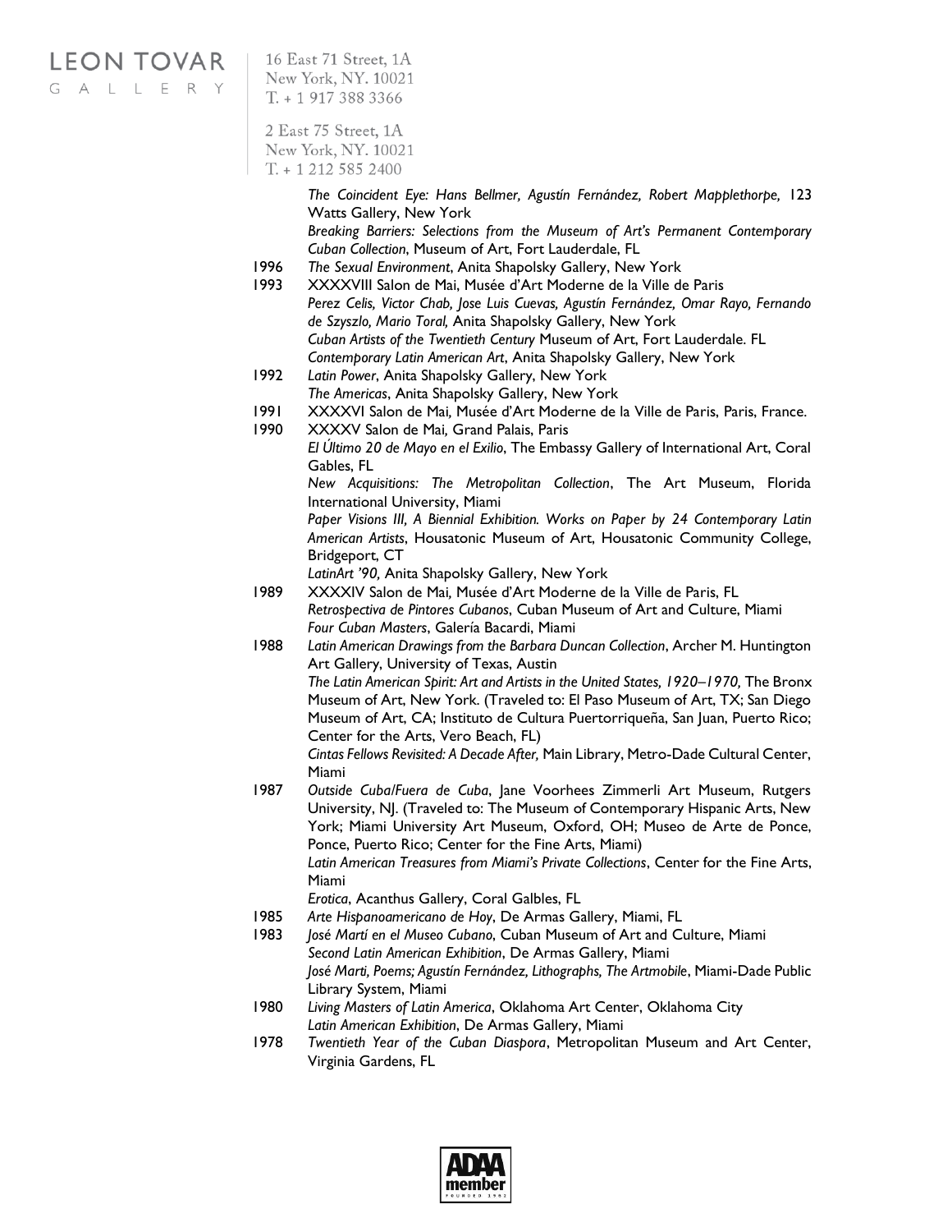*The Coincident Eye: Hans Bellmer, Agustín Fernández, Robert Mapplethorpe,* 123 Watts Gallery, New York

*Breaking Barriers: Selections from the Museum of Art's Permanent Contemporary Cuban Collection*, Museum of Art, Fort Lauderdale, FL

1996 *The Sexual Environment*, Anita Shapolsky Gallery, New York

1993 XXXXVIII Salon de Mai, Musée d'Art Moderne de la Ville de Paris

*Perez Celis, Victor Chab, Jose Luis Cuevas, Agustín Fernández, Omar Rayo, Fernando de Szyszlo, Mario Toral,* Anita Shapolsky Gallery, New York

*Cuban Artists of the Twentieth Century* Museum of Art, Fort Lauderdale. FL

*Contemporary Latin American Art*, Anita Shapolsky Gallery, New York

1992 *Latin Power*, Anita Shapolsky Gallery, New York

*The Americas*, Anita Shapolsky Gallery, New York

1991 XXXXVI Salon de Mai, Musée d'Art Moderne de la Ville de Paris, Paris, France.

1990 XXXXV Salon de Mai, Grand Palais, Paris

*El Último 20 de Mayo en el Exilio*, The Embassy Gallery of International Art, Coral Gables, FL

*New Acquisitions: The Metropolitan Collection*, The Art Museum, Florida International University, Miami

*Paper Visions III, A Biennial Exhibition. Works on Paper by 24 Contemporary Latin American Artists*, Housatonic Museum of Art, Housatonic Community College, Bridgeport, CT

*LatinArt '90,* Anita Shapolsky Gallery, New York

1989 XXXXIV Salon de Mai, Musée d'Art Moderne de la Ville de Paris, FL

*Retrospectiva de Pintores Cubanos*, Cuban Museum of Art and Culture, Miami

*Four Cuban Masters*, Galería Bacardi, Miami

1988 *Latin American Drawings from the Barbara Duncan Collection*, Archer M. Huntington Art Gallery, University of Texas, Austin

*The Latin American Spirit: Art and Artists in the United States, 1920–1970,* The Bronx Museum of Art, New York. (Traveled to: El Paso Museum of Art, TX; San Diego Museum of Art, CA; Instituto de Cultura Puertorriqueña, San Juan, Puerto Rico; Center for the Arts, Vero Beach, FL)

*Cintas Fellows Revisited: A Decade After,* Main Library, Metro-Dade Cultural Center, Miami

1987 *Outside Cuba/Fuera de Cuba*, Jane Voorhees Zimmerli Art Museum, Rutgers University, NJ. (Traveled to: The Museum of Contemporary Hispanic Arts, New York; Miami University Art Museum, Oxford, OH; Museo de Arte de Ponce, Ponce, Puerto Rico; Center for the Fine Arts, Miami)

*Latin American Treasures from Miami's Private Collections*, Center for the Fine Arts, Miami

*Erotica*, Acanthus Gallery, Coral Galbles, FL

1985 *Arte Hispanoamericano de Hoy*, De Armas Gallery, Miami, FL

1983 *José Martí en el Museo Cubano*, Cuban Museum of Art and Culture, Miami

*Second Latin American Exhibition*, De Armas Gallery, Miami

*José Marti, Poems; Agustín Fernández, Lithographs, The Artmobile*, Miami-Dade Public Library System, Miami

1980 *Living Masters of Latin America*, Oklahoma Art Center, Oklahoma City

*Latin American Exhibition*, De Armas Gallery, Miami

1978 *Twentieth Year of the Cuban Diaspora*, Metropolitan Museum and Art Center, Virginia Gardens, FL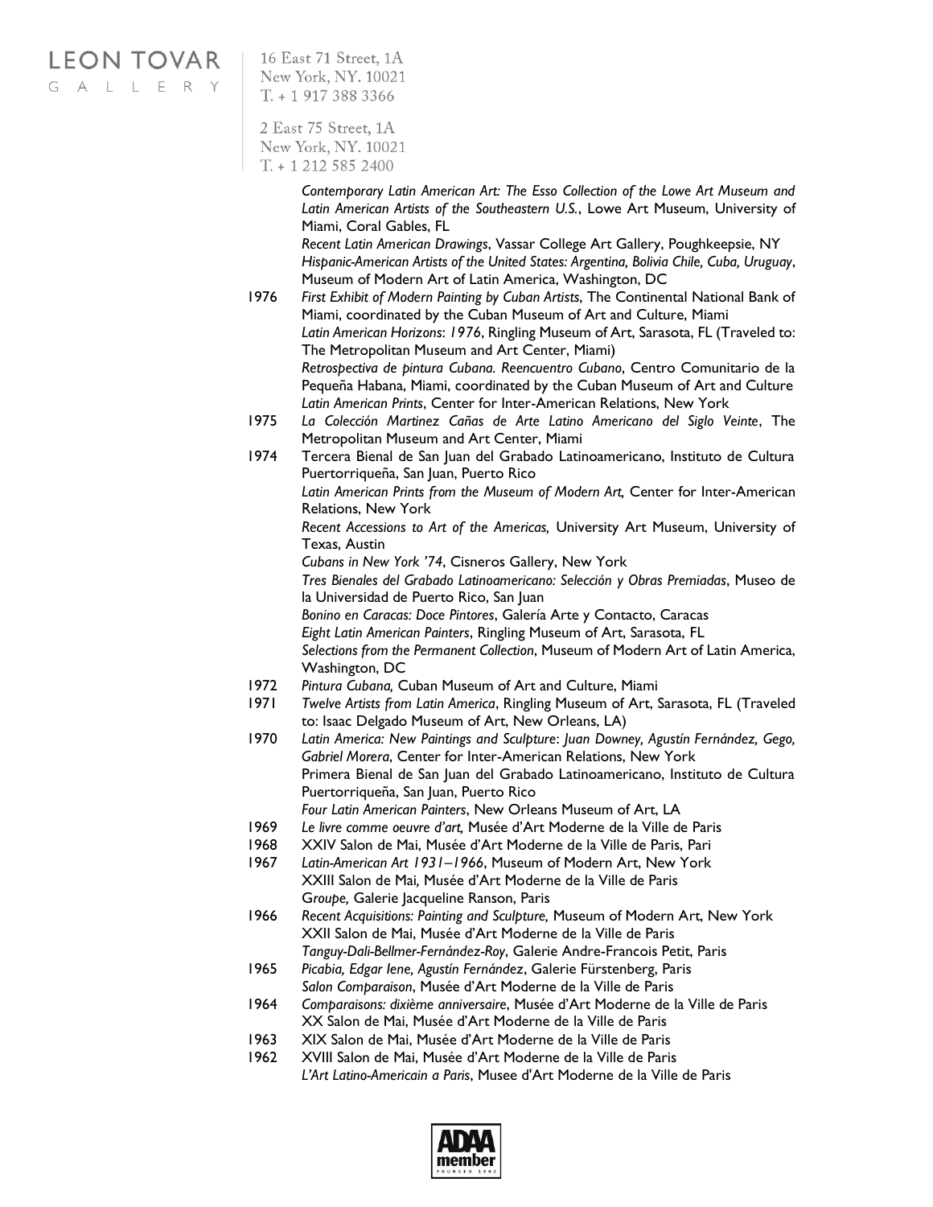*Contemporary Latin American Art: The Esso Collection of the Lowe Art Museum and Latin American Artists of the Southeastern U.S.*, Lowe Art Museum, University of Miami, Coral Gables, FL
*Recent Latin American Drawings*, Vassar College Art Gallery, Poughkeepsie, NY
*Hispanic-American Artists of the United States: Argentina, Bolivia Chile, Cuba, Uruguay*, Museum of Modern Art of Latin America, Washington, DC

1976 *First Exhibit of Modern Painting by Cuban Artists*, The Continental National Bank of Miami, coordinated by the Cuban Museum of Art and Culture, Miami
*Latin American Horizons*: *1976*, Ringling Museum of Art, Sarasota, FL (Traveled to: The Metropolitan Museum and Art Center, Miami)
*Retrospectiva de pintura Cubana. Reencuentro Cubano*, Centro Comunitario de la Pequeña Habana, Miami, coordinated by the Cuban Museum of Art and Culture
*Latin American Prints*, Center for Inter-American Relations, New York

1975 *La Colección Martinez Cañas de Arte Latino Americano del Siglo Veinte*, The Metropolitan Museum and Art Center, Miami

1974 Tercera Bienal de San Juan del Grabado Latinoamericano, Instituto de Cultura Puertorriqueña, San Juan, Puerto Rico
*Latin American Prints from the Museum of Modern Art,* Center for Inter-American Relations, New York
*Recent Accessions to Art of the Americas,* University Art Museum, University of Texas, Austin
*Cubans in New York '74*, Cisneros Gallery, New York
*Tres Bienales del Grabado Latinoamericano: Selección y Obras Premiadas*, Museo de la Universidad de Puerto Rico, San Juan
*Bonino en Caracas: Doce Pintores*, Galería Arte y Contacto, Caracas
*Eight Latin American Painters*, Ringling Museum of Art, Sarasota, FL
*Selections from the Permanent Collection*, Museum of Modern Art of Latin America, Washington, DC

1972 *Pintura Cubana,* Cuban Museum of Art and Culture, Miami

1971 *Twelve Artists from Latin America*, Ringling Museum of Art, Sarasota, FL (Traveled to: Isaac Delgado Museum of Art, New Orleans, LA)

1970 *Latin America: New Paintings and Sculpture*: *Juan Downey, Agustín Fernández, Gego, Gabriel Morera*, Center for Inter-American Relations, New York
Primera Bienal de San Juan del Grabado Latinoamericano, Instituto de Cultura Puertorriqueña, San Juan, Puerto Rico
*Four Latin American Painters*, New Orleans Museum of Art, LA

1969 *Le livre comme oeuvre d'art,* Musée d'Art Moderne de la Ville de Paris

1968 XXIV Salon de Mai, Musée d'Art Moderne de la Ville de Paris, Pari

1967 *Latin-American Art 1931–1966*, Museum of Modern Art, New York
XXIII Salon de Mai*,* Musée d'Art Moderne de la Ville de Paris
G*roupe,* Galerie Jacqueline Ranson, Paris

1966 *Recent Acquisitions: Painting and Sculpture,* Museum of Modern Art, New York
XXII Salon de Mai, Musée d'Art Moderne de la Ville de Paris
*Tanguy-Dali-Bellmer-Fernández-Roy*, Galerie Andre-Francois Petit, Paris

1965 *Picabia, Edgar Iene, Agustín Fernández*, Galerie Fürstenberg, Paris
*Salon Comparaison*, Musée d'Art Moderne de la Ville de Paris

1964 *Comparaisons: dixième anniversaire*, Musée d'Art Moderne de la Ville de Paris
XX Salon de Mai, Musée d'Art Moderne de la Ville de Paris

1963 XIX Salon de Mai, Musée d'Art Moderne de la Ville de Paris

1962 XVIII Salon de Mai, Musée d'Art Moderne de la Ville de Paris
*L'Art Latino-Americain a Paris*, Musee d'Art Moderne de la Ville de Paris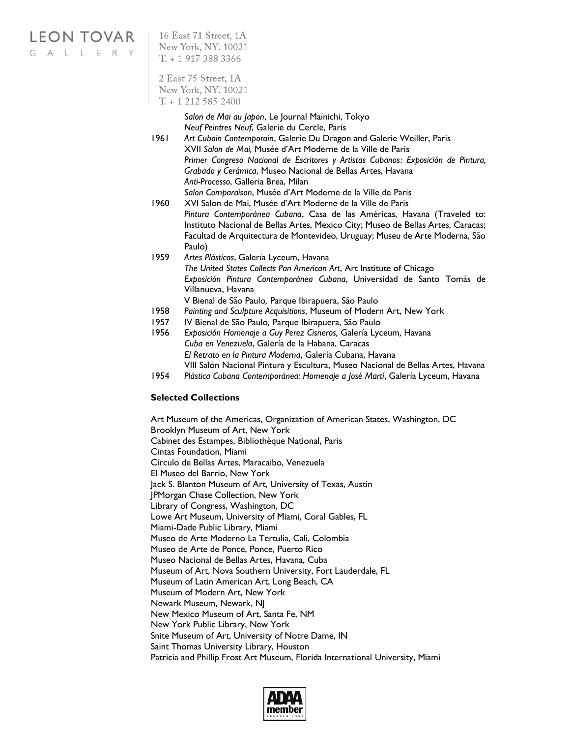*Salon de Mai au Japon*, Le Journal Maïnichi, Tokyo
*Neuf Peintres Neuf*, Galerie du Cercle, Paris

1961 *Art Cubain Contemporain*, Galerie Du Dragon and Galerie Weiller, Paris
XVII *Salon de Mai,* Musée d'Art Moderne de la Ville de Paris
*Primer Congreso Nacional de Escritores y Artistas Cubanos*: *Exposición de Pintura, Grabado y Cerámica*, Museo Nacional de Bellas Artes, Havana
*Anti-Processo*, Galleria Brea, Milan
*Salon Comparaison*, Musée d'Art Moderne de la Ville de Paris

1960 XVI Salon de Mai, Musée d'Art Moderne de la Ville de Paris
*Pintura Contemporánea Cubana*, Casa de las Américas, Havana (Traveled to: Instituto Nacional de Bellas Artes, Mexico City; Museo de Bellas Artes, Caracas; Facultad de Arquitectura de Montevideo, Uruguay; Museu de Arte Moderna, São Paulo)

1959 *Artes Plásticas*, Galería Lyceum, Havana
*The United States Collects Pan American Art*, Art Institute of Chicago
*Exposición Pintura Contemporánea Cubana*, Universidad de Santo Tomás de Villanueva, Havana
V Bienal de São Paulo, Parque Ibirapuera, São Paulo

1958 *Painting and Sculpture Acquisitions*, Museum of Modern Art, New York

1957 IV Bienal de São Paulo, Parque Ibirapuera, São Paulo

1956 *Exposición Homenaje a Guy Perez Cisneros,* Galería Lyceum, Havana
*Cuba en Venezuela*, Galería de la Habana, Caracas
*El Retrato en la Pintura Moderna*, Galería Cubana, Havana
VIII Salón Nacional Pintura y Escultura, Museo Nacional de Bellas Artes, Havana

1954 *Plástica Cubana Contemporánea: Homenaje a José Martí*, Galería Lyceum, Havana

**Selected Collections**

Art Museum of the Americas, Organization of American States, Washington, DC
Brooklyn Museum of Art, New York
Cabinet des Estampes, Bibliothèque National, Paris
Cintas Foundation, Miami
Círculo de Bellas Artes, Maracaibo, Venezuela
El Museo del Barrio, New York
Jack S. Blanton Museum of Art, University of Texas, Austin
JPMorgan Chase Collection, New York
Library of Congress, Washington, DC
Lowe Art Museum, University of Miami, Coral Gables, FL
Miami-Dade Public Library, Miami
Museo de Arte Moderno La Tertulia, Cali, Colombia
Museo de Arte de Ponce, Ponce, Puerto Rico
Museo Nacional de Bellas Artes, Havana, Cuba
Museum of Art, Nova Southern University, Fort Lauderdale, FL
Museum of Latin American Art, Long Beach, CA
Museum of Modern Art, New York
Newark Museum, Newark, NJ
New Mexico Museum of Art, Santa Fe, NM
New York Public Library, New York
Snite Museum of Art, University of Notre Dame, IN
Saint Thomas University Library, Houston
Patricia and Phillip Frost Art Museum, Florida International University, Miami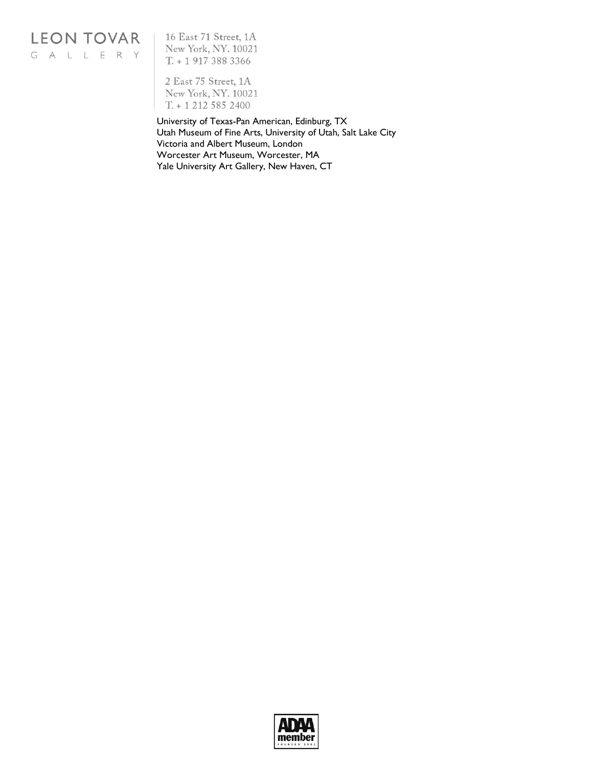University of Texas-Pan American, Edinburg, TX
Utah Museum of Fine Arts, University of Utah, Salt Lake City
Victoria and Albert Museum, London
Worcester Art Museum, Worcester, MA
Yale University Art Gallery, New Haven, CT